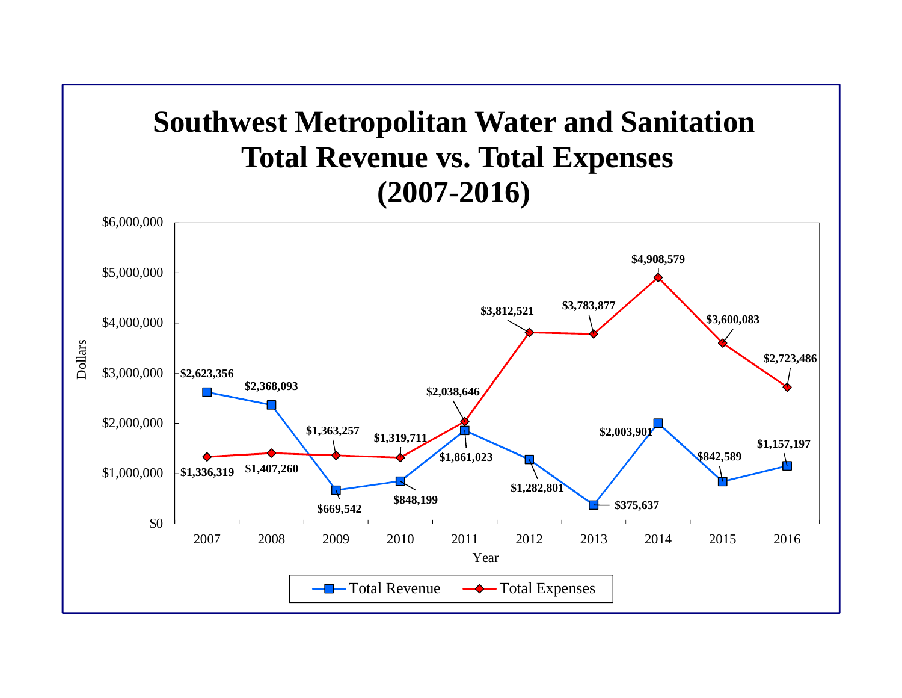# Southwest Metropolitan Water and Sanitation Total Revenue vs. Total Expenses (2007-2016)

| Year | Total Revenue | Total Expenses |
|---|---|---|
| 2007 | $2,623,356 | $1,336,319 |
| 2008 | $2,368,093 | $1,407,260 |
| 2009 | $669,542 | $1,363,257 |
| 2010 | $848,199 | $1,319,711 |
| 2011 | $1,861,023 | $2,038,646 |
| 2012 | $1,282,801 | $3,812,521 |
| 2013 | $375,637 | $3,783,877 |
| 2014 | $2,003,901 | $4,908,579 |
| 2015 | $842,589 | $3,600,083 |
| 2016 | $1,157,197 | $2,723,486 |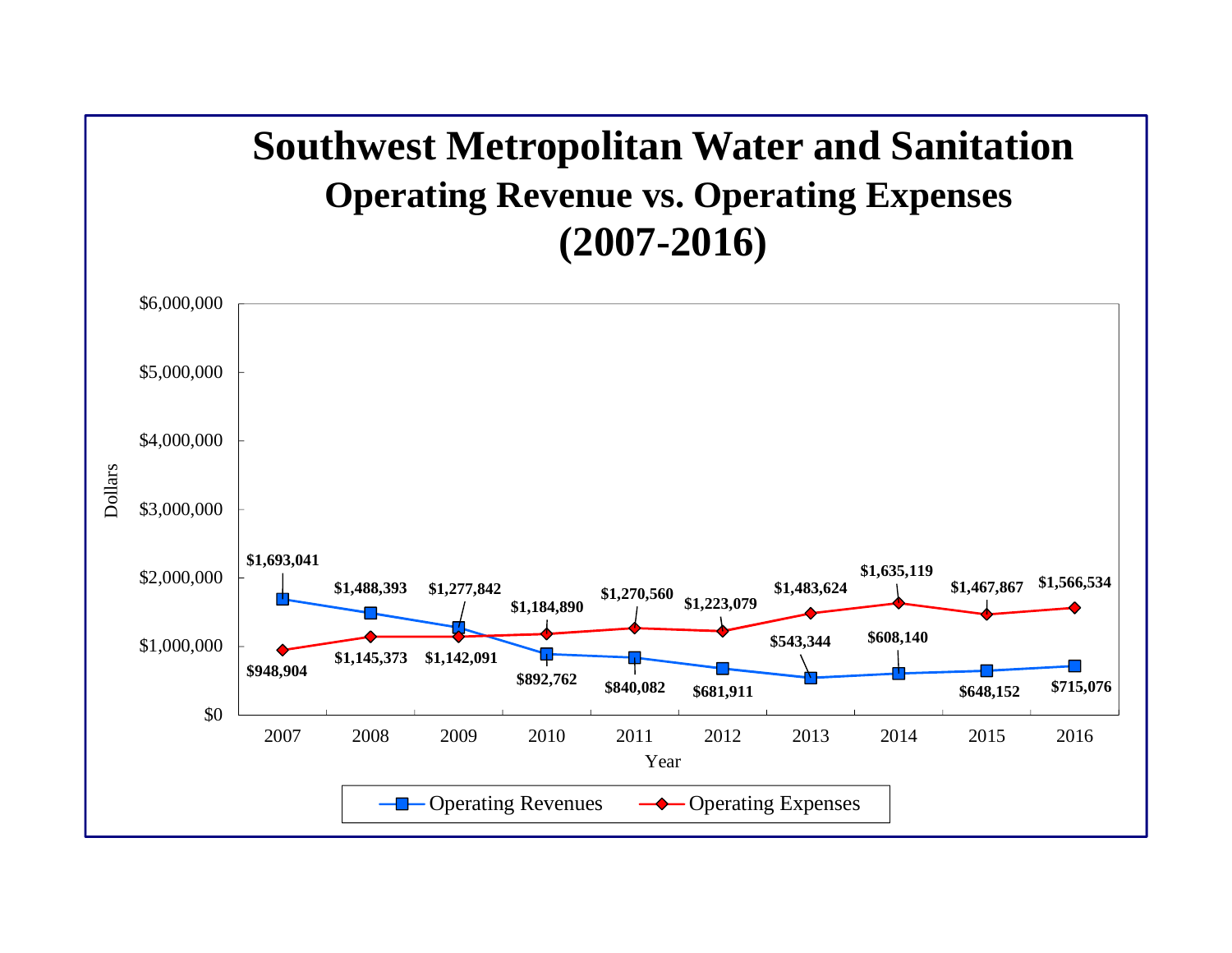# Southwest Metropolitan Water and Sanitation

## Operating Revenue vs. Operating Expenses (2007-2016)

| Year | Operating Revenues | Operating Expenses |
|---|---|---|
| 2007 | $1,693,041 | $948,904 |
| 2008 | $1,488,393 | $1,145,373 |
| 2009 | $1,277,842 | $1,142,091 |
| 2010 | $892,762 | $1,184,890 |
| 2011 | $840,082 | $1,270,560 |
| 2012 | $681,911 | $1,223,079 |
| 2013 | $543,344 | $1,483,624 |
| 2014 | $608,140 | $1,635,119 |
| 2015 | $648,152 | $1,467,867 |
| 2016 | $715,076 | $1,566,534 |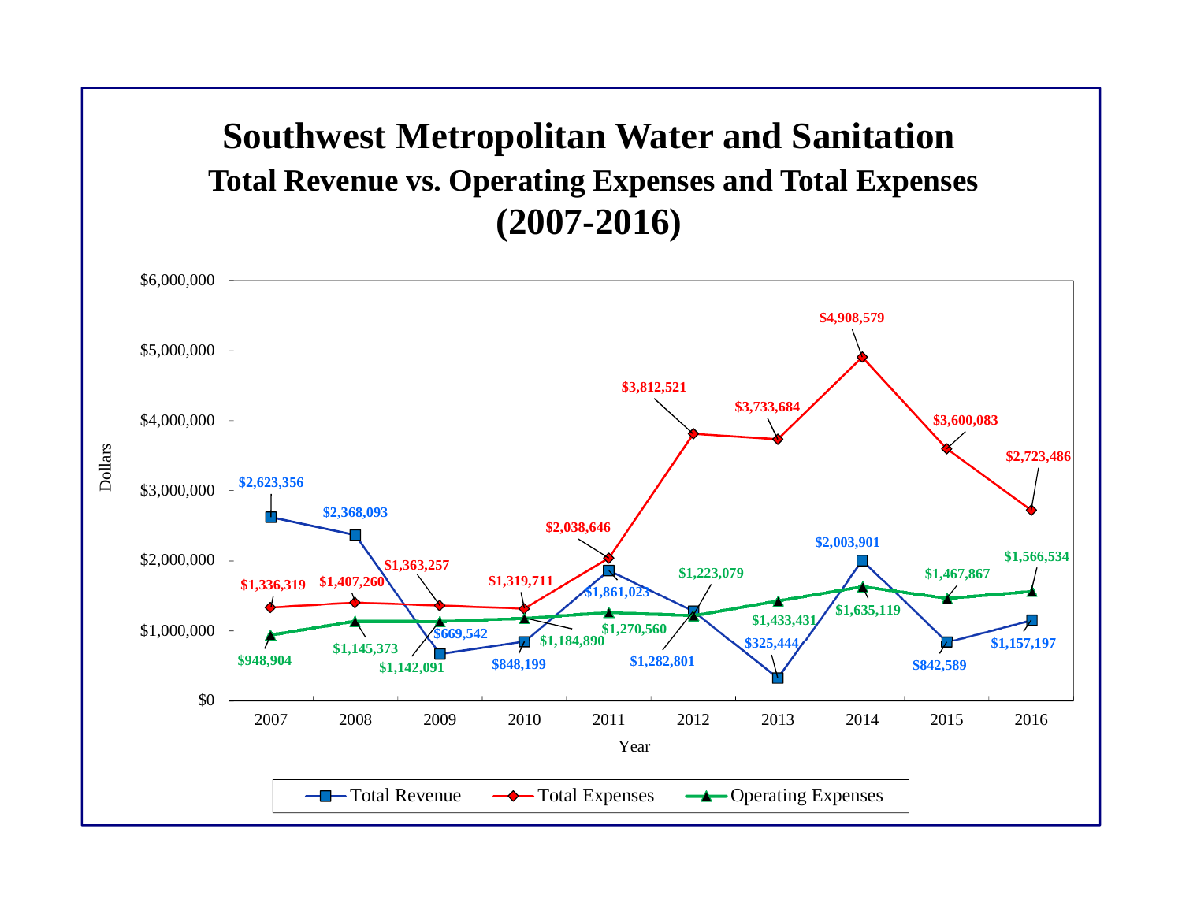# Southwest Metropolitan Water and Sanitation

## Total Revenue vs. Operating Expenses and Total Expenses (2007-2016)

| Year | Total Revenue | Total Expenses | Operating Expenses |
|---|---|---|---|
| 2007 | $2,623,356 | $1,336,319 | $948,904 |
| 2008 | $2,368,093 | $1,407,260 | $1,145,373 |
| 2009 | $669,542 | $1,363,257 | $1,142,091 |
| 2010 | $848,199 | $1,319,711 | $1,184,890 |
| 2011 | $1,861,023 | $2,038,646 | $1,270,560 |
| 2012 | $1,282,801 | $3,812,521 | $1,223,079 |
| 2013 | $325,444 | $3,733,684 | $1,433,431 |
| 2014 | $2,003,901 | $4,908,579 | $1,635,119 |
| 2015 | $842,589 | $3,600,083 | $1,467,867 |
| 2016 | $1,157,197 | $2,723,486 | $1,566,534 |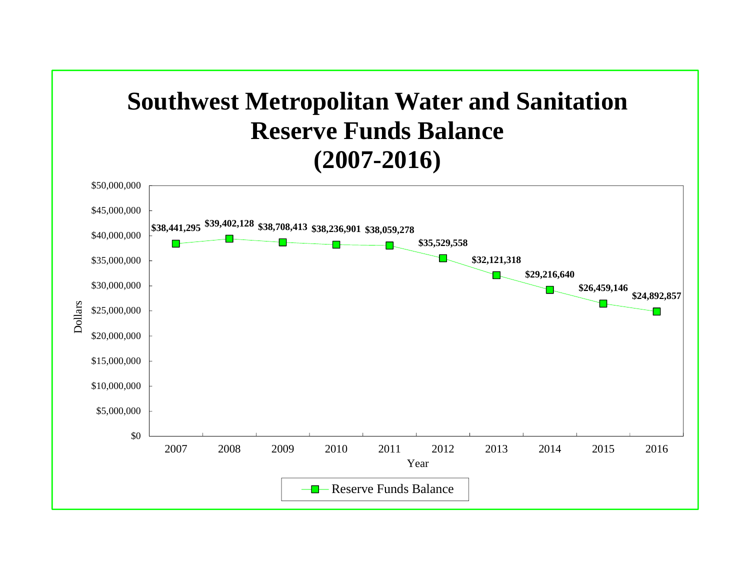# Southwest Metropolitan Water and Sanitation Reserve Funds Balance (2007-2016)

$50,000,000
$45,000,000
$40,000,000
$35,000,000
$30,000,000
$25,000,000
$20,000,000
$15,000,000
$10,000,000
$5,000,000
$0

Dollars

$38,441,295
$39,402,128
$38,708,413
$38,236,901
$38,059,278
$35,529,558
$32,121,318
$29,216,640
$26,459,146
$24,892,857

2007 2008 2009 2010 2011 2012 2013 2014 2015 2016

Year

Reserve Funds Balance